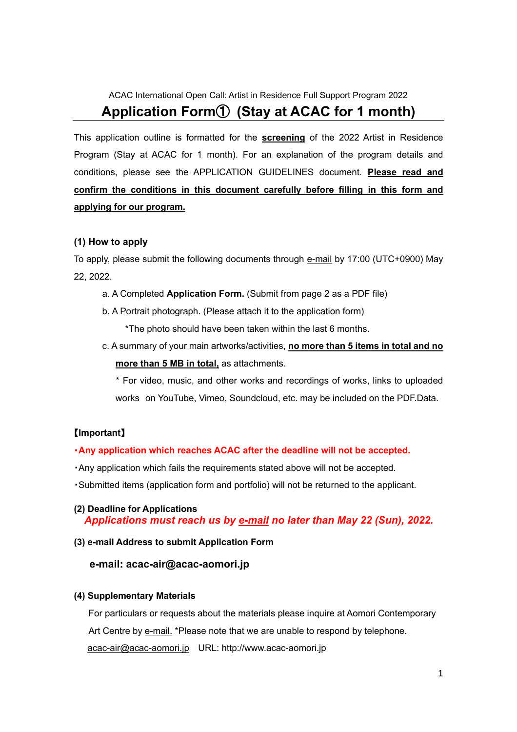ACAC International Open Call: Artist in Residence Full Support Program 2022

# Application Form① (Stay at ACAC for 1 month)

This application outline is formatted for the **screening** of the 2022 Artist in Residence Program (Stay at ACAC for 1 month). For an explanation of the program details and conditions, please see the APPLICATION GUIDELINES document. **Please read and confirm the conditions in this document carefully before filling in this form and applying for our program.**

### (1) How to apply

To apply, please submit the following documents through e-mail by 17:00 (UTC+0900) May 22, 2022.

a. A Completed **Application Form.** (Submit from page 2 as a PDF file)

b. A Portrait photograph. (Please attach it to the application form)

*The photo should have been taken within the last 6 months.

c. A summary of your main artworks/activities, **no more than 5 items in total and no more than 5 MB in total,** as attachments.

* For video, music, and other works and recordings of works, links to uploaded works on YouTube, Vimeo, Soundcloud, etc. may be included on the PDF.Data.

**【Important】**

**・Any application which reaches ACAC after the deadline will not be accepted.**

・Any application which fails the requirements stated above will not be accepted.

・Submitted items (application form and portfolio) will not be returned to the applicant.

### (2) Deadline for Applications

***Applications must reach us by e-mail no later than May 22 (Sun), 2022.***

### (3) e-mail Address to submit Application Form

**e-mail: acac-air@acac-aomori.jp**

### (4) Supplementary Materials

For particulars or requests about the materials please inquire at Aomori Contemporary Art Centre by e-mail. *Please note that we are unable to respond by telephone.

acac-air@acac-aomori.jp URL: http://www.acac-aomori.jp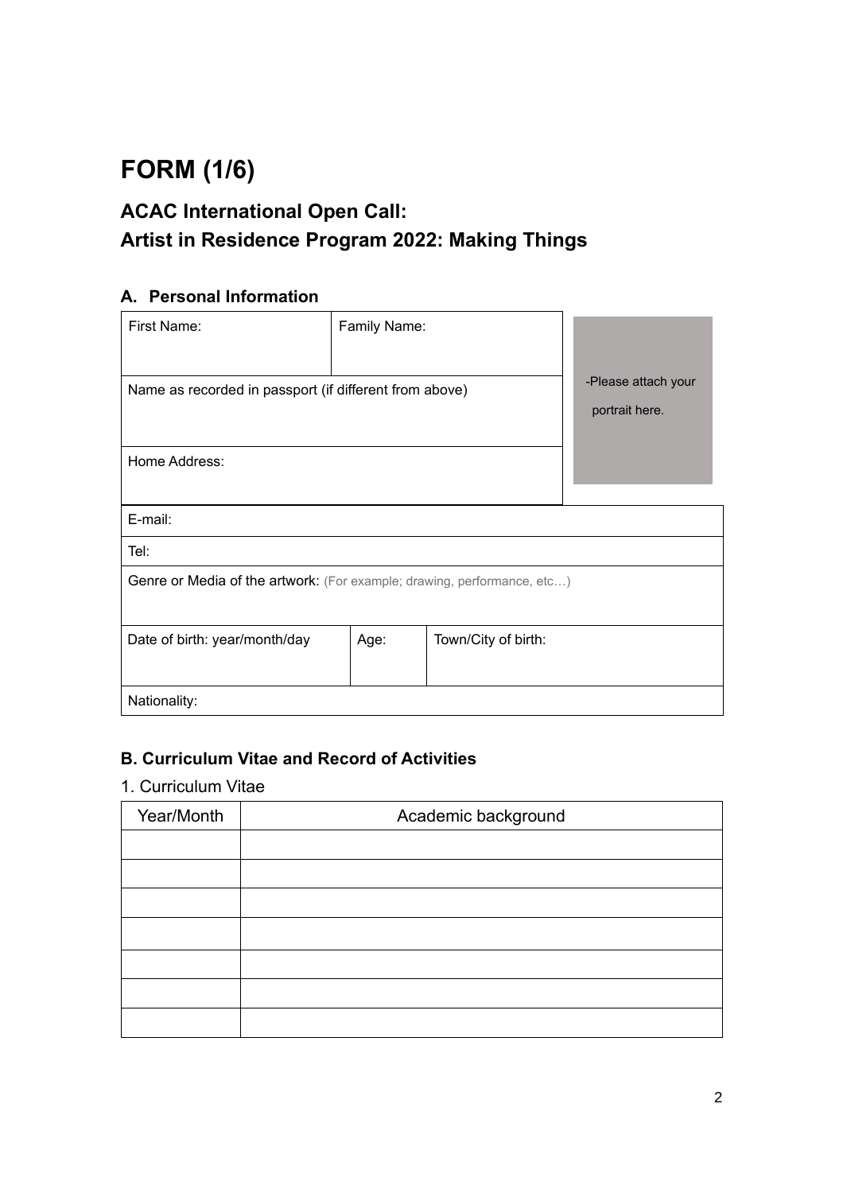# FORM (1/6)

## ACAC International Open Call:
## Artist in Residence Program 2022: Making Things

### A. Personal Information

| First Name: | Family Name: | -Please attach your portrait here. |
|---|---|---|
| Name as recorded in passport (if different from above) | | |
| Home Address: | | |

| E-mail: | | |
|---|---|---|
| Tel: | | |
| Genre or Media of the artwork: (For example; drawing, performance, etc…) | | |
| Date of birth: year/month/day | Age: | Town/City of birth: |
| Nationality: | | |

### B. Curriculum Vitae and Record of Activities

1. Curriculum Vitae

| Year/Month | Academic background |
|---|---|
| | |
| | |
| | |
| | |
| | |
| | |
| | |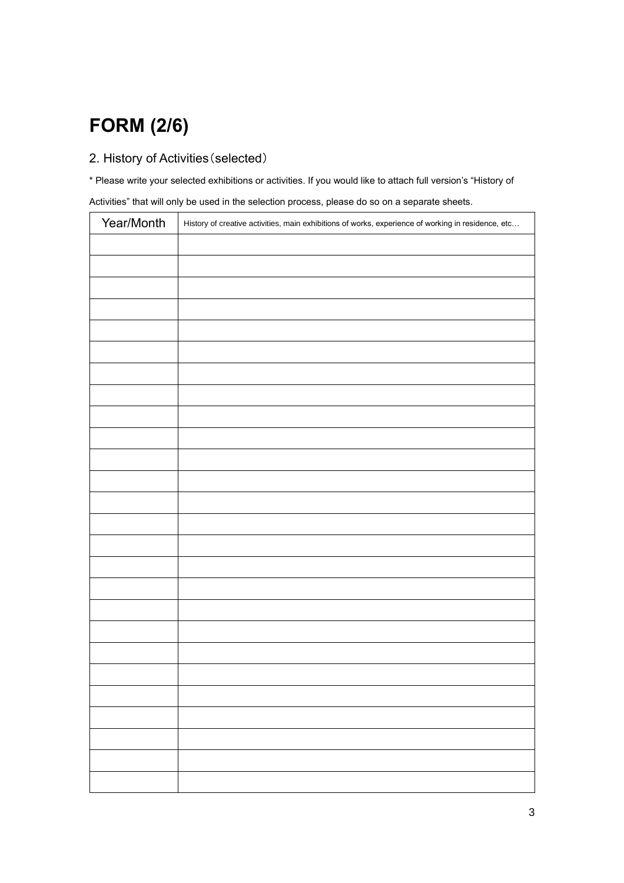# FORM (2/6)

## 2. History of Activities（selected）

* Please write your selected exhibitions or activities. If you would like to attach full version's "History of Activities" that will only be used in the selection process, please do so on a separate sheets.

| Year/Month | History of creative activities, main exhibitions of works, experience of working in residence, etc… |
|---|---|
| | |
| | |
| | |
| | |
| | |
| | |
| | |
| | |
| | |
| | |
| | |
| | |
| | |
| | |
| | |
| | |
| | |
| | |
| | |
| | |
| | |
| | |
| | |
| | |
| | |
| | |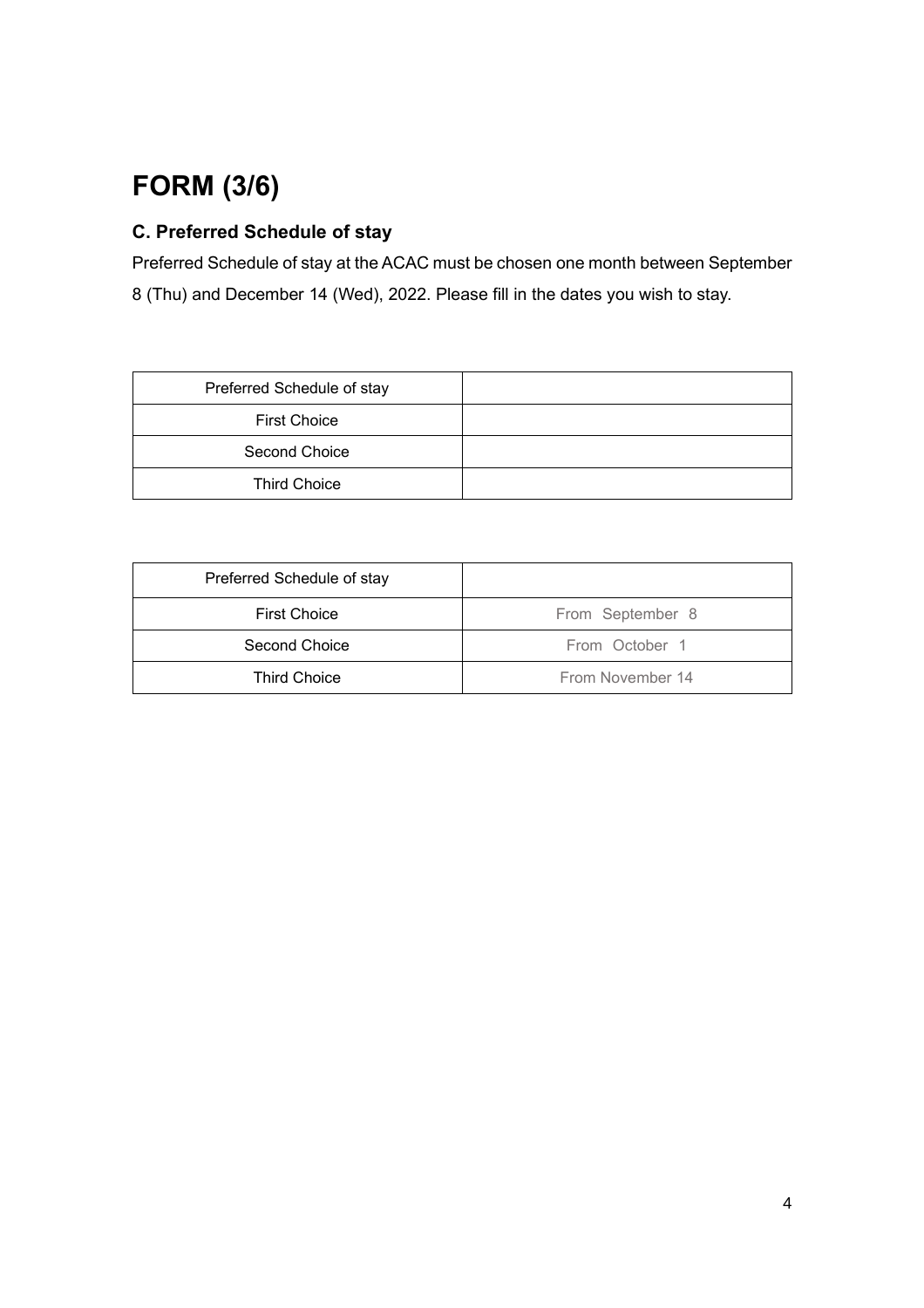# FORM (3/6)

### C. Preferred Schedule of stay

Preferred Schedule of stay at the ACAC must be chosen one month between September 8 (Thu) and December 14 (Wed), 2022. Please fill in the dates you wish to stay.

| Preferred Schedule of stay | |
|---|---|
| First Choice | |
| Second Choice | |
| Third Choice | |

| Preferred Schedule of stay | |
|---|---|
| First Choice | From September 8 |
| Second Choice | From October 1 |
| Third Choice | From November 14 |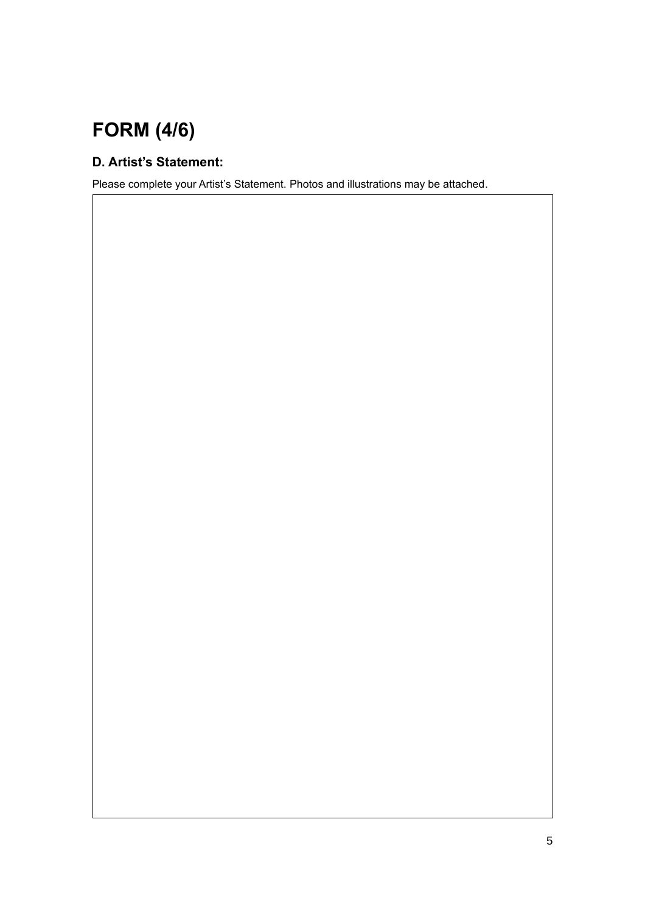# FORM (4/6)

## D. Artist's Statement:

Please complete your Artist's Statement. Photos and illustrations may be attached.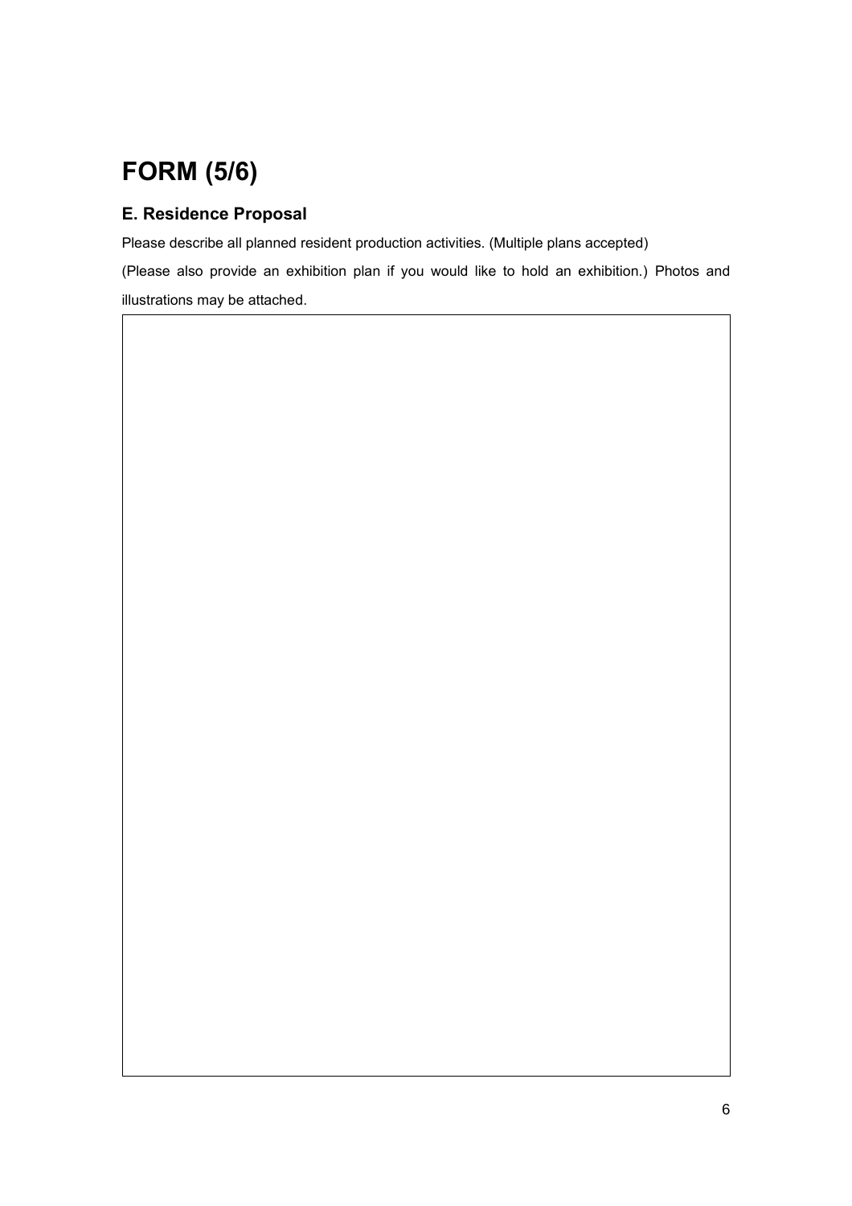# FORM (5/6)

## E. Residence Proposal

Please describe all planned resident production activities. (Multiple plans accepted)

(Please also provide an exhibition plan if you would like to hold an exhibition.) Photos and illustrations may be attached.

|  |
| --- |
|  |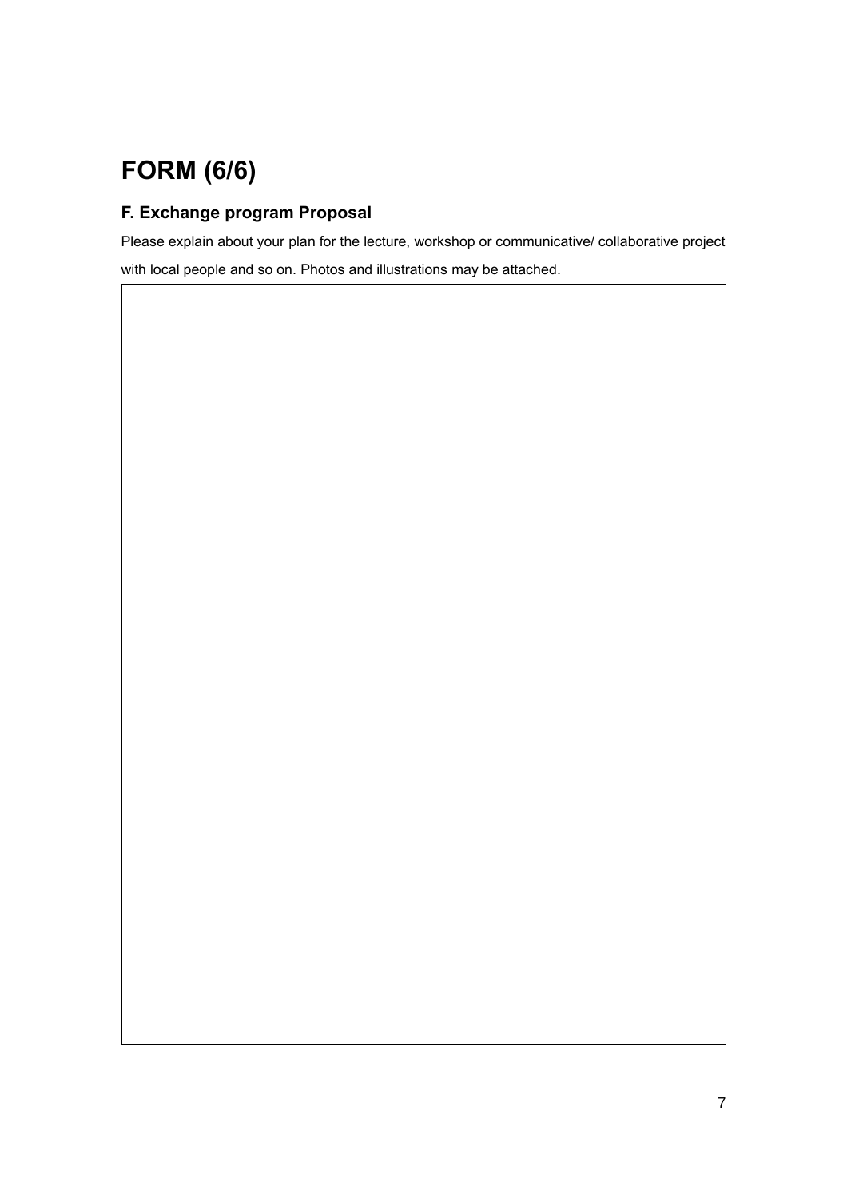# FORM (6/6)

## F. Exchange program Proposal

Please explain about your plan for the lecture, workshop or communicative/ collaborative project with local people and so on. Photos and illustrations may be attached.